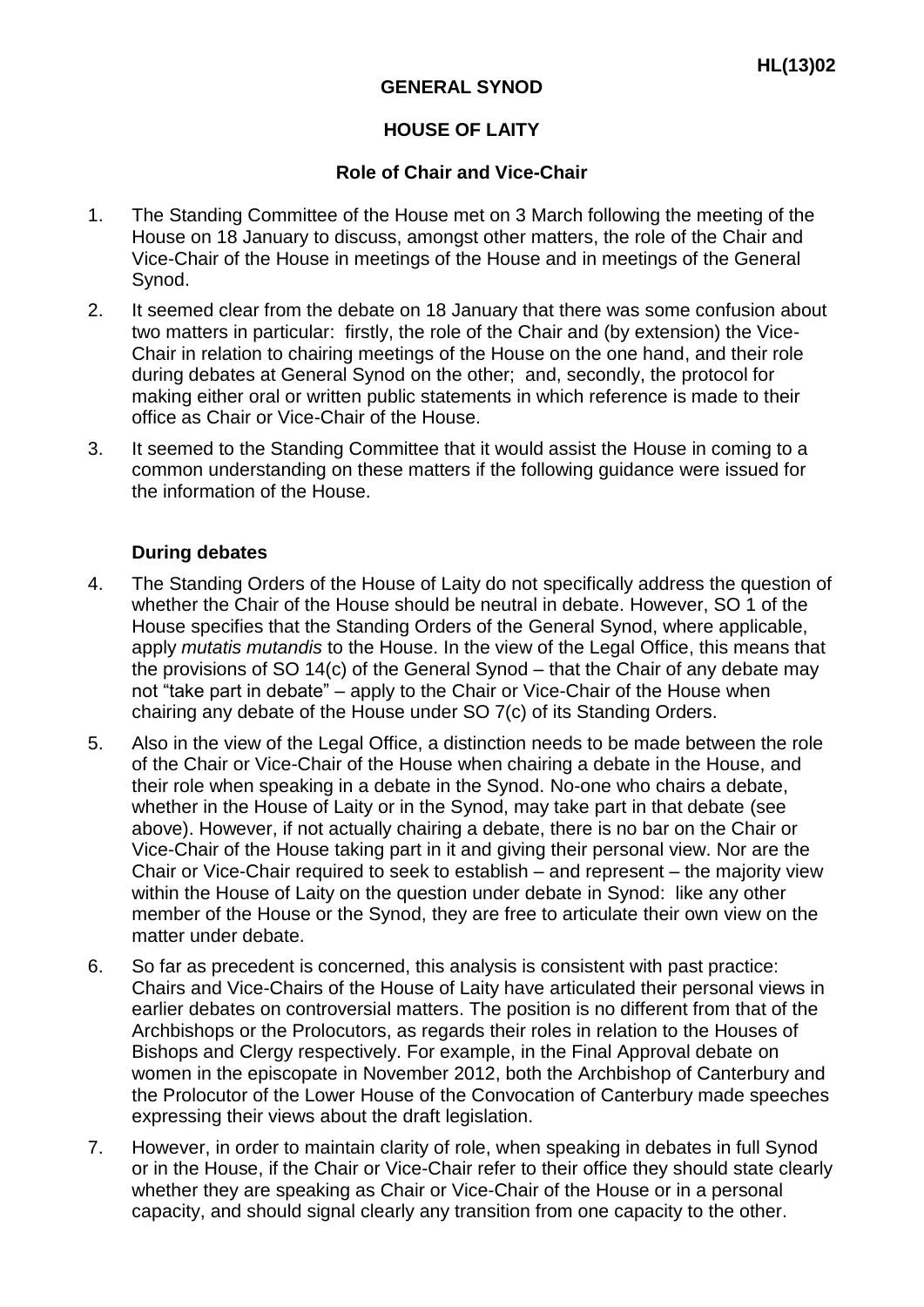HL(13)02

# GENERAL SYNOD

## HOUSE OF LAITY

### Role of Chair and Vice-Chair

1. The Standing Committee of the House met on 3 March following the meeting of the House on 18 January to discuss, amongst other matters, the role of the Chair and Vice-Chair of the House in meetings of the House and in meetings of the General Synod.

2. It seemed clear from the debate on 18 January that there was some confusion about two matters in particular: firstly, the role of the Chair and (by extension) the Vice-Chair in relation to chairing meetings of the House on the one hand, and their role during debates at General Synod on the other; and, secondly, the protocol for making either oral or written public statements in which reference is made to their office as Chair or Vice-Chair of the House.

3. It seemed to the Standing Committee that it would assist the House in coming to a common understanding on these matters if the following guidance were issued for the information of the House.

**During debates**

4. The Standing Orders of the House of Laity do not specifically address the question of whether the Chair of the House should be neutral in debate. However, SO 1 of the House specifies that the Standing Orders of the General Synod, where applicable, apply *mutatis mutandis* to the House. In the view of the Legal Office, this means that the provisions of SO 14(c) of the General Synod – that the Chair of any debate may not "take part in debate" – apply to the Chair or Vice-Chair of the House when chairing any debate of the House under SO 7(c) of its Standing Orders.

5. Also in the view of the Legal Office, a distinction needs to be made between the role of the Chair or Vice-Chair of the House when chairing a debate in the House, and their role when speaking in a debate in the Synod. No-one who chairs a debate, whether in the House of Laity or in the Synod, may take part in that debate (see above). However, if not actually chairing a debate, there is no bar on the Chair or Vice-Chair of the House taking part in it and giving their personal view. Nor are the Chair or Vice-Chair required to seek to establish – and represent – the majority view within the House of Laity on the question under debate in Synod: like any other member of the House or the Synod, they are free to articulate their own view on the matter under debate.

6. So far as precedent is concerned, this analysis is consistent with past practice: Chairs and Vice-Chairs of the House of Laity have articulated their personal views in earlier debates on controversial matters. The position is no different from that of the Archbishops or the Prolocutors, as regards their roles in relation to the Houses of Bishops and Clergy respectively. For example, in the Final Approval debate on women in the episcopate in November 2012, both the Archbishop of Canterbury and the Prolocutor of the Lower House of the Convocation of Canterbury made speeches expressing their views about the draft legislation.

7. However, in order to maintain clarity of role, when speaking in debates in full Synod or in the House, if the Chair or Vice-Chair refer to their office they should state clearly whether they are speaking as Chair or Vice-Chair of the House or in a personal capacity, and should signal clearly any transition from one capacity to the other.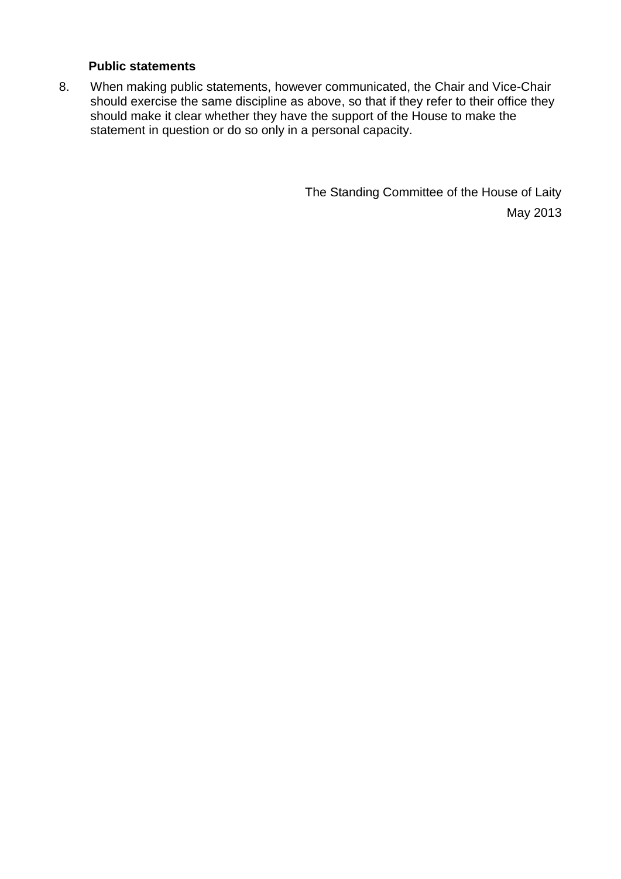### Public statements

8. When making public statements, however communicated, the Chair and Vice-Chair should exercise the same discipline as above, so that if they refer to their office they should make it clear whether they have the support of the House to make the statement in question or do so only in a personal capacity.

The Standing Committee of the House of Laity

May 2013